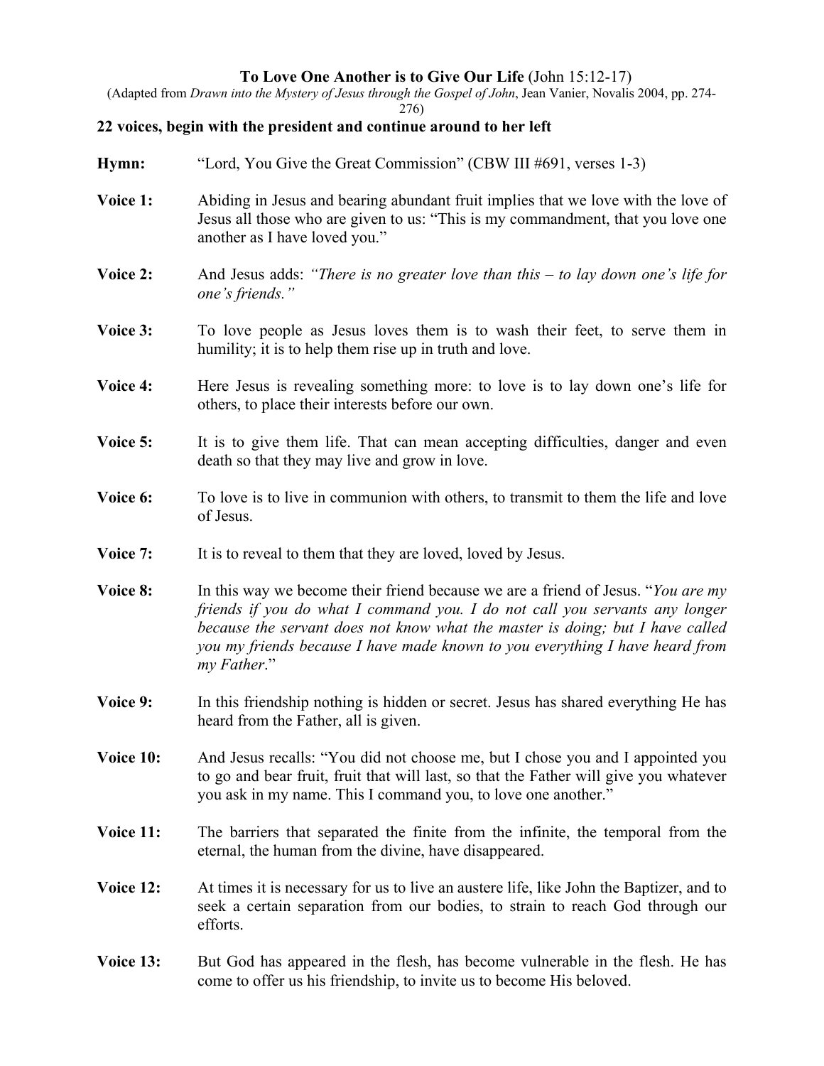# **To Love One Another is to Give Our Life** (John 15:12-17)

(Adapted from *Drawn into the Mystery of Jesus through the Gospel of John*, Jean Vanier, Novalis 2004, pp. 274-276)

**22 voices, begin with the president and continue around to her left**

**Hymn:** "Lord, You Give the Great Commission" (CBW III #691, verses 1-3)

**Voice 1:** Abiding in Jesus and bearing abundant fruit implies that we love with the love of Jesus all those who are given to us: "This is my commandment, that you love one another as I have loved you."

**Voice 2:** And Jesus adds: *"There is no greater love than this – to lay down one's life for one's friends."*

**Voice 3:** To love people as Jesus loves them is to wash their feet, to serve them in humility; it is to help them rise up in truth and love.

**Voice 4:** Here Jesus is revealing something more: to love is to lay down one's life for others, to place their interests before our own.

**Voice 5:** It is to give them life. That can mean accepting difficulties, danger and even death so that they may live and grow in love.

**Voice 6:** To love is to live in communion with others, to transmit to them the life and love of Jesus.

**Voice 7:** It is to reveal to them that they are loved, loved by Jesus.

**Voice 8:** In this way we become their friend because we are a friend of Jesus. "*You are my friends if you do what I command you. I do not call you servants any longer because the servant does not know what the master is doing; but I have called you my friends because I have made known to you everything I have heard from my Father*."

**Voice 9:** In this friendship nothing is hidden or secret. Jesus has shared everything He has heard from the Father, all is given.

**Voice 10:** And Jesus recalls: "You did not choose me, but I chose you and I appointed you to go and bear fruit, fruit that will last, so that the Father will give you whatever you ask in my name. This I command you, to love one another."

**Voice 11:** The barriers that separated the finite from the infinite, the temporal from the eternal, the human from the divine, have disappeared.

**Voice 12:** At times it is necessary for us to live an austere life, like John the Baptizer, and to seek a certain separation from our bodies, to strain to reach God through our efforts.

**Voice 13:** But God has appeared in the flesh, has become vulnerable in the flesh. He has come to offer us his friendship, to invite us to become His beloved.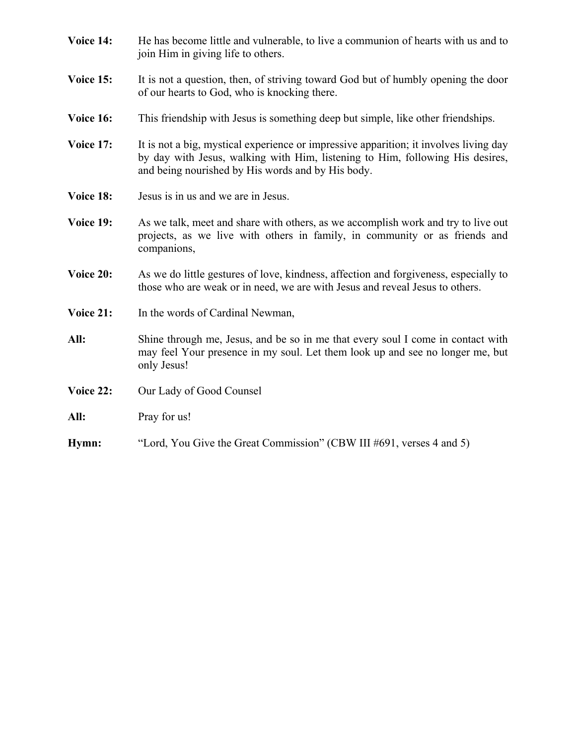**Voice 14:** He has become little and vulnerable, to live a communion of hearts with us and to join Him in giving life to others.

**Voice 15:** It is not a question, then, of striving toward God but of humbly opening the door of our hearts to God, who is knocking there.

**Voice 16:** This friendship with Jesus is something deep but simple, like other friendships.

**Voice 17:** It is not a big, mystical experience or impressive apparition; it involves living day by day with Jesus, walking with Him, listening to Him, following His desires, and being nourished by His words and by His body.

**Voice 18:** Jesus is in us and we are in Jesus.

**Voice 19:** As we talk, meet and share with others, as we accomplish work and try to live out projects, as we live with others in family, in community or as friends and companions,

**Voice 20:** As we do little gestures of love, kindness, affection and forgiveness, especially to those who are weak or in need, we are with Jesus and reveal Jesus to others.

**Voice 21:** In the words of Cardinal Newman,

**All:** Shine through me, Jesus, and be so in me that every soul I come in contact with may feel Your presence in my soul. Let them look up and see no longer me, but only Jesus!

**Voice 22:** Our Lady of Good Counsel

**All:** Pray for us!

**Hymn:** "Lord, You Give the Great Commission" (CBW III #691, verses 4 and 5)